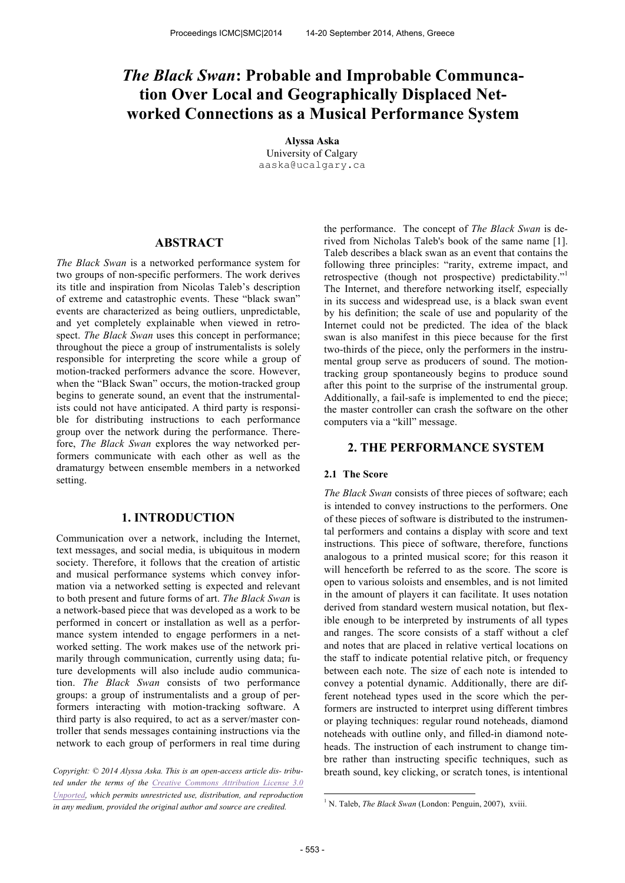# *The Black Swan*: Probable and Improbable Communcation Over Local and Geographically Displaced Networked Connections as a Musical Performance System

**Alyssa Aska**
University of Calgary
aaska@ucalgary.ca

## ABSTRACT

*The Black Swan* is a networked performance system for two groups of non-specific performers. The work derives its title and inspiration from Nicolas Taleb's description of extreme and catastrophic events. These "black swan" events are characterized as being outliers, unpredictable, and yet completely explainable when viewed in retrospect. *The Black Swan* uses this concept in performance; throughout the piece a group of instrumentalists is solely responsible for interpreting the score while a group of motion-tracked performers advance the score. However, when the "Black Swan" occurs, the motion-tracked group begins to generate sound, an event that the instrumentalists could not have anticipated. A third party is responsible for distributing instructions to each performance group over the network during the performance. Therefore, *The Black Swan* explores the way networked performers communicate with each other as well as the dramaturgy between ensemble members in a networked setting.

## 1. INTRODUCTION

Communication over a network, including the Internet, text messages, and social media, is ubiquitous in modern society. Therefore, it follows that the creation of artistic and musical performance systems which convey information via a networked setting is expected and relevant to both present and future forms of art. *The Black Swan* is a network-based piece that was developed as a work to be performed in concert or installation as well as a performance system intended to engage performers in a networked setting. The work makes use of the network primarily through communication, currently using data; future developments will also include audio communication. *The Black Swan* consists of two performance groups: a group of instrumentalists and a group of performers interacting with motion-tracking software. A third party is also required, to act as a server/master controller that sends messages containing instructions via the network to each group of performers in real time during the performance. The concept of *The Black Swan* is derived from Nicholas Taleb's book of the same name [1]. Taleb describes a black swan as an event that contains the following three principles: "rarity, extreme impact, and retrospective (though not prospective) predictability."[1] The Internet, and therefore networking itself, especially in its success and widespread use, is a black swan event by his definition; the scale of use and popularity of the Internet could not be predicted. The idea of the black swan is also manifest in this piece because for the first two-thirds of the piece, only the performers in the instrumental group serve as producers of sound. The motion-tracking group spontaneously begins to produce sound after this point to the surprise of the instrumental group. Additionally, a fail-safe is implemented to end the piece; the master controller can crash the software on the other computers via a "kill" message.

*Copyright: © 2014 Alyssa Aska. This is an open-access article distributed under the terms of the Creative Commons Attribution License 3.0 Unported, which permits unrestricted use, distribution, and reproduction in any medium, provided the original author and source are credited.*

## 2. THE PERFORMANCE SYSTEM

### 2.1 The Score

*The Black Swan* consists of three pieces of software; each is intended to convey instructions to the performers. One of these pieces of software is distributed to the instrumental performers and contains a display with score and text instructions. This piece of software, therefore, functions analogous to a printed musical score; for this reason it will henceforth be referred to as the score. The score is open to various soloists and ensembles, and is not limited in the amount of players it can facilitate. It uses notation derived from standard western musical notation, but flexible enough to be interpreted by instruments of all types and ranges. The score consists of a staff without a clef and notes that are placed in relative vertical locations on the staff to indicate potential relative pitch, or frequency between each note. The size of each note is intended to convey a potential dynamic. Additionally, there are different notehead types used in the score which the performers are instructed to interpret using different timbres or playing techniques: regular round noteheads, diamond noteheads with outline only, and filled-in diamond noteheads. The instruction of each instrument to change timbre rather than instructing specific techniques, such as breath sound, key clicking, or scratch tones, is intentional

[1] N. Taleb, *The Black Swan* (London: Penguin, 2007), xviii.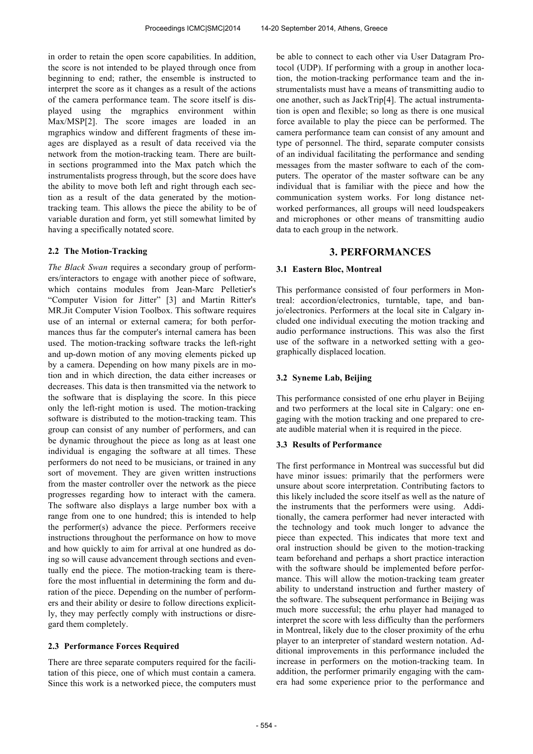in order to retain the open score capabilities. In addition, the score is not intended to be played through once from beginning to end; rather, the ensemble is instructed to interpret the score as it changes as a result of the actions of the camera performance team. The score itself is displayed using the mgraphics environment within Max/MSP[2]. The score images are loaded in an mgraphics window and different fragments of these images are displayed as a result of data received via the network from the motion-tracking team. There are built-in sections programmed into the Max patch which the instrumentalists progress through, but the score does have the ability to move both left and right through each section as a result of the data generated by the motion-tracking team. This allows the piece the ability to be of variable duration and form, yet still somewhat limited by having a specifically notated score.

### 2.2 The Motion-Tracking

*The Black Swan* requires a secondary group of performers/interactors to engage with another piece of software, which contains modules from Jean-Marc Pelletier's "Computer Vision for Jitter" [3] and Martin Ritter's MR.Jit Computer Vision Toolbox. This software requires use of an internal or external camera; for both performances thus far the computer's internal camera has been used. The motion-tracking software tracks the left-right and up-down motion of any moving elements picked up by a camera. Depending on how many pixels are in motion and in which direction, the data either increases or decreases. This data is then transmitted via the network to the software that is displaying the score. In this piece only the left-right motion is used. The motion-tracking software is distributed to the motion-tracking team. This group can consist of any number of performers, and can be dynamic throughout the piece as long as at least one individual is engaging the software at all times. These performers do not need to be musicians, or trained in any sort of movement. They are given written instructions from the master controller over the network as the piece progresses regarding how to interact with the camera. The software also displays a large number box with a range from one to one hundred; this is intended to help the performer(s) advance the piece. Performers receive instructions throughout the performance on how to move and how quickly to aim for arrival at one hundred as doing so will cause advancement through sections and eventually end the piece. The motion-tracking team is therefore the most influential in determining the form and duration of the piece. Depending on the number of performers and their ability or desire to follow directions explicitly, they may perfectly comply with instructions or disregard them completely.

### 2.3 Performance Forces Required

There are three separate computers required for the facilitation of this piece, one of which must contain a camera. Since this work is a networked piece, the computers must be able to connect to each other via User Datagram Protocol (UDP). If performing with a group in another location, the motion-tracking performance team and the instrumentalists must have a means of transmitting audio to one another, such as JackTrip[4]. The actual instrumentation is open and flexible; so long as there is one musical force available to play the piece can be performed. The camera performance team can consist of any amount and type of personnel. The third, separate computer consists of an individual facilitating the performance and sending messages from the master software to each of the computers. The operator of the master software can be any individual that is familiar with the piece and how the communication system works. For long distance networked performances, all groups will need loudspeakers and microphones or other means of transmitting audio data to each group in the network.

## 3. PERFORMANCES

### 3.1 Eastern Bloc, Montreal

This performance consisted of four performers in Montreal: accordion/electronics, turntable, tape, and banjo/electronics. Performers at the local site in Calgary included one individual executing the motion tracking and audio performance instructions. This was also the first use of the software in a networked setting with a geographically displaced location.

### 3.2 Syneme Lab, Beijing

This performance consisted of one erhu player in Beijing and two performers at the local site in Calgary: one engaging with the motion tracking and one prepared to create audible material when it is required in the piece.

### 3.3 Results of Performance

The first performance in Montreal was successful but did have minor issues: primarily that the performers were unsure about score interpretation. Contributing factors to this likely included the score itself as well as the nature of the instruments that the performers were using. Additionally, the camera performer had never interacted with the technology and took much longer to advance the piece than expected. This indicates that more text and oral instruction should be given to the motion-tracking team beforehand and perhaps a short practice interaction with the software should be implemented before performance. This will allow the motion-tracking team greater ability to understand instruction and further mastery of the software. The subsequent performance in Beijing was much more successful; the erhu player had managed to interpret the score with less difficulty than the performers in Montreal, likely due to the closer proximity of the erhu player to an interpreter of standard western notation. Additional improvements in this performance included the increase in performers on the motion-tracking team. In addition, the performer primarily engaging with the camera had some experience prior to the performance and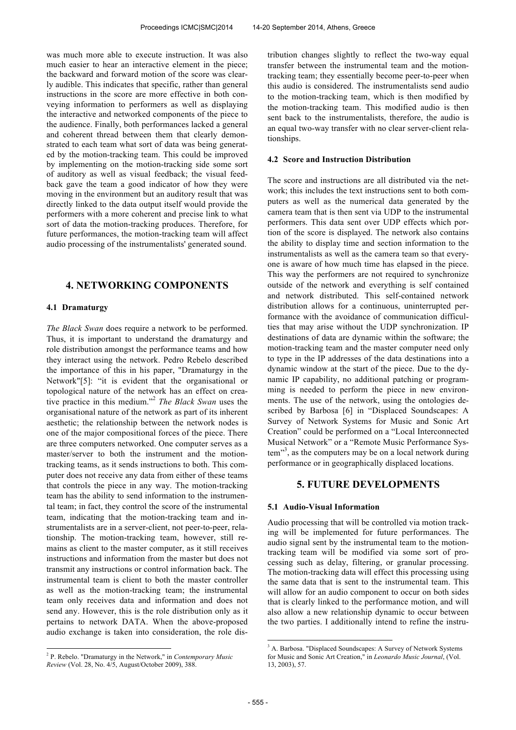was much more able to execute instruction. It was also much easier to hear an interactive element in the piece; the backward and forward motion of the score was clearly audible. This indicates that specific, rather than general instructions in the score are more effective in both conveying information to performers as well as displaying the interactive and networked components of the piece to the audience. Finally, both performances lacked a general and coherent thread between them that clearly demonstrated to each team what sort of data was being generated by the motion-tracking team. This could be improved by implementing on the motion-tracking side some sort of auditory as well as visual feedback; the visual feedback gave the team a good indicator of how they were moving in the environment but an auditory result that was directly linked to the data output itself would provide the performers with a more coherent and precise link to what sort of data the motion-tracking produces. Therefore, for future performances, the motion-tracking team will affect audio processing of the instrumentalists' generated sound.

## 4. NETWORKING COMPONENTS

### 4.1 Dramaturgy

*The Black Swan* does require a network to be performed. Thus, it is important to understand the dramaturgy and role distribution amongst the performance teams and how they interact using the network. Pedro Rebelo described the importance of this in his paper, "Dramaturgy in the Network"[5]: "it is evident that the organisational or topological nature of the network has an effect on creative practice in this medium."[2] *The Black Swan* uses the organisational nature of the network as part of its inherent aesthetic; the relationship between the network nodes is one of the major compositional forces of the piece. There are three computers networked. One computer serves as a master/server to both the instrument and the motion-tracking teams, as it sends instructions to both. This computer does not receive any data from either of these teams that controls the piece in any way. The motion-tracking team has the ability to send information to the instrumental team; in fact, they control the score of the instrumental team, indicating that the motion-tracking team and instrumentalists are in a server-client, not peer-to-peer, relationship. The motion-tracking team, however, still remains as client to the master computer, as it still receives instructions and information from the master but does not transmit any instructions or control information back. The instrumental team is client to both the master controller as well as the motion-tracking team; the instrumental team only receives data and information and does not send any. However, this is the role distribution only as it pertains to network DATA. When the above-proposed audio exchange is taken into consideration, the role distribution changes slightly to reflect the two-way equal transfer between the instrumental team and the motion-tracking team; they essentially become peer-to-peer when this audio is considered. The instrumentalists send audio to the motion-tracking team, which is then modified by the motion-tracking team. This modified audio is then sent back to the instrumentalists, therefore, the audio is an equal two-way transfer with no clear server-client relationships.

### 4.2 Score and Instruction Distribution

The score and instructions are all distributed via the network; this includes the text instructions sent to both computers as well as the numerical data generated by the camera team that is then sent via UDP to the instrumental performers. This data sent over UDP effects which portion of the score is displayed. The network also contains the ability to display time and section information to the instrumentalists as well as the camera team so that everyone is aware of how much time has elapsed in the piece. This way the performers are not required to synchronize outside of the network and everything is self contained and network distributed. This self-contained network distribution allows for a continuous, uninterrupted performance with the avoidance of communication difficulties that may arise without the UDP synchronization. IP destinations of data are dynamic within the software; the motion-tracking team and the master computer need only to type in the IP addresses of the data destinations into a dynamic window at the start of the piece. Due to the dynamic IP capability, no additional patching or programming is needed to perform the piece in new environments. The use of the network, using the ontologies described by Barbosa [6] in "Displaced Soundscapes: A Survey of Network Systems for Music and Sonic Art Creation" could be performed on a "Local Interconnected Musical Network" or a "Remote Music Performance System"[3], as the computers may be on a local network during performance or in geographically displaced locations.

## 5. FUTURE DEVELOPMENTS

### 5.1 Audio-Visual Information

Audio processing that will be controlled via motion tracking will be implemented for future performances. The audio signal sent by the instrumental team to the motion-tracking team will be modified via some sort of processing such as delay, filtering, or granular processing. The motion-tracking data will effect this processing using the same data that is sent to the instrumental team. This will allow for an audio component to occur on both sides that is clearly linked to the performance motion, and will also allow a new relationship dynamic to occur between the two parties. I additionally intend to refine the instru-

[2] P. Rebelo. "Dramaturgy in the Network," in *Contemporary Music Review* (Vol. 28, No. 4/5, August/October 2009), 388.

[3] A. Barbosa. "Displaced Soundscapes: A Survey of Network Systems for Music and Sonic Art Creation," in *Leonardo Music Journal*, (Vol. 13, 2003), 57.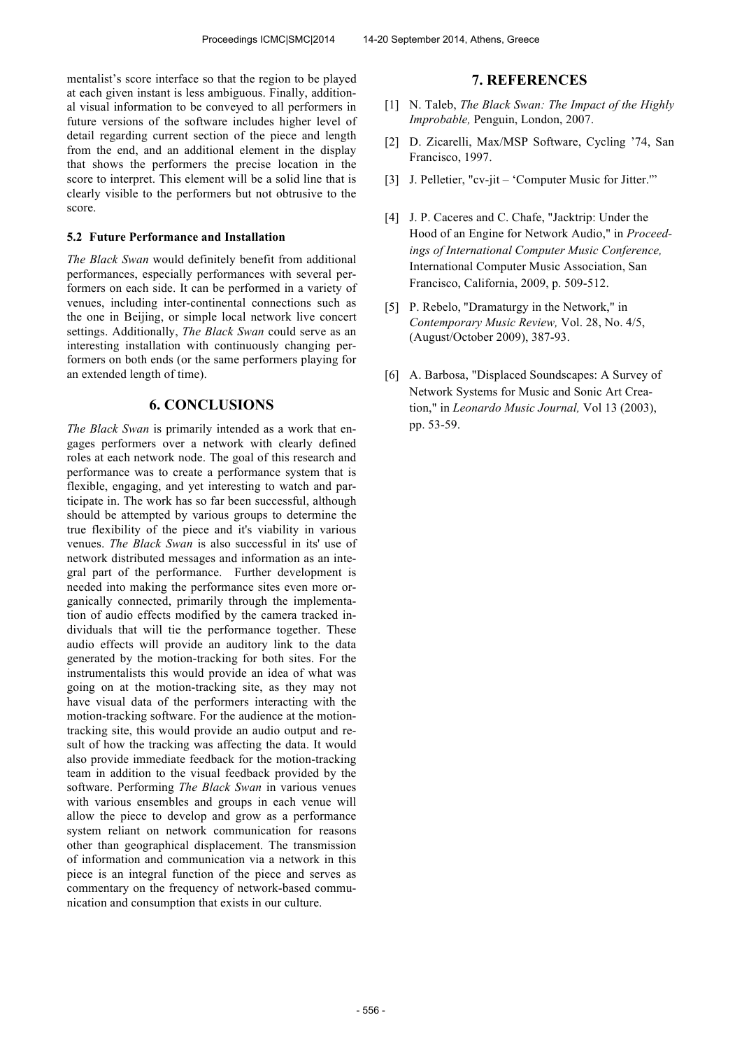mentalist's score interface so that the region to be played at each given instant is less ambiguous. Finally, additional visual information to be conveyed to all performers in future versions of the software includes higher level of detail regarding current section of the piece and length from the end, and an additional element in the display that shows the performers the precise location in the score to interpret. This element will be a solid line that is clearly visible to the performers but not obtrusive to the score.

### 5.2 Future Performance and Installation

*The Black Swan* would definitely benefit from additional performances, especially performances with several performers on each side. It can be performed in a variety of venues, including inter-continental connections such as the one in Beijing, or simple local network live concert settings. Additionally, *The Black Swan* could serve as an interesting installation with continuously changing performers on both ends (or the same performers playing for an extended length of time).

## 6. CONCLUSIONS

*The Black Swan* is primarily intended as a work that engages performers over a network with clearly defined roles at each network node. The goal of this research and performance was to create a performance system that is flexible, engaging, and yet interesting to watch and participate in. The work has so far been successful, although should be attempted by various groups to determine the true flexibility of the piece and it's viability in various venues. *The Black Swan* is also successful in its' use of network distributed messages and information as an integral part of the performance. Further development is needed into making the performance sites even more organically connected, primarily through the implementation of audio effects modified by the camera tracked individuals that will tie the performance together. These audio effects will provide an auditory link to the data generated by the motion-tracking for both sites. For the instrumentalists this would provide an idea of what was going on at the motion-tracking site, as they may not have visual data of the performers interacting with the motion-tracking software. For the audience at the motion-tracking site, this would provide an audio output and result of how the tracking was affecting the data. It would also provide immediate feedback for the motion-tracking team in addition to the visual feedback provided by the software. Performing *The Black Swan* in various venues with various ensembles and groups in each venue will allow the piece to develop and grow as a performance system reliant on network communication for reasons other than geographical displacement. The transmission of information and communication via a network in this piece is an integral function of the piece and serves as commentary on the frequency of network-based communication and consumption that exists in our culture.

## 7. REFERENCES

[1] N. Taleb, *The Black Swan: The Impact of the Highly Improbable,* Penguin, London, 2007.

[2] D. Zicarelli, Max/MSP Software, Cycling '74, San Francisco, 1997.

[3] J. Pelletier, "cv-jit – 'Computer Music for Jitter.'"

[4] J. P. Caceres and C. Chafe, "Jacktrip: Under the Hood of an Engine for Network Audio," in *Proceedings of International Computer Music Conference,* International Computer Music Association, San Francisco, California, 2009, p. 509-512.

[5] P. Rebelo, "Dramaturgy in the Network," in *Contemporary Music Review,* Vol. 28, No. 4/5, (August/October 2009), 387-93.

[6] A. Barbosa, "Displaced Soundscapes: A Survey of Network Systems for Music and Sonic Art Creation," in *Leonardo Music Journal,* Vol 13 (2003), pp. 53-59.